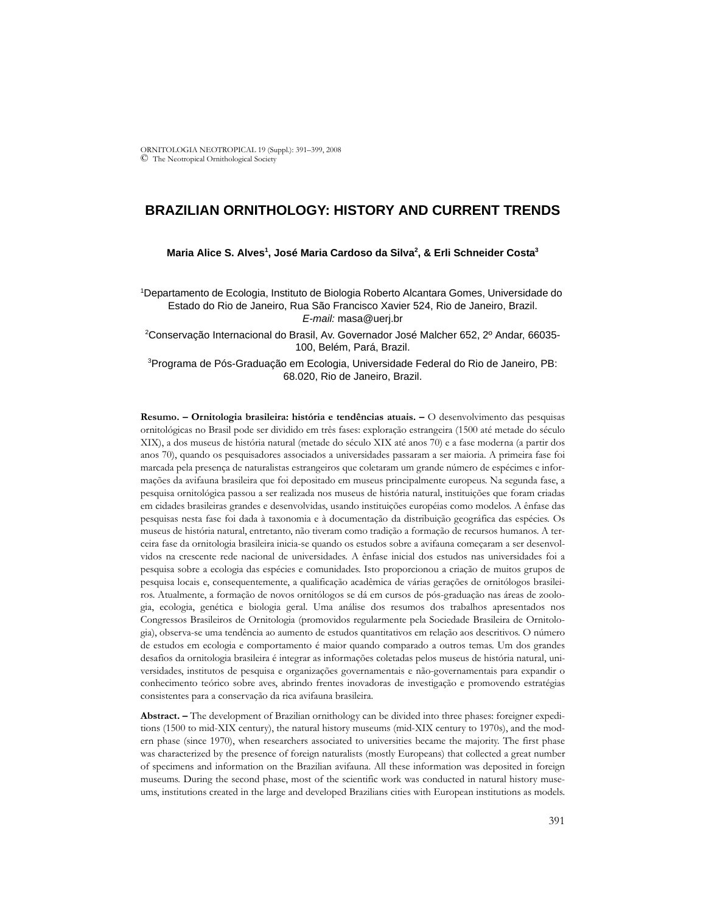# BRAZILIAN ORNITHOLOGY: HISTORY AND CURRENT TRENDS

**Maria Alice S. Alves[1], José Maria Cardoso da Silva[2], & Erli Schneider Costa[3]**

[1]Departamento de Ecologia, Instituto de Biologia Roberto Alcantara Gomes, Universidade do Estado do Rio de Janeiro, Rua São Francisco Xavier 524, Rio de Janeiro, Brazil. *E-mail:* masa@uerj.br

[2]Conservação Internacional do Brasil, Av. Governador José Malcher 652, 2º Andar, 66035-100, Belém, Pará, Brazil.

[3]Programa de Pós-Graduação em Ecologia, Universidade Federal do Rio de Janeiro, PB: 68.020, Rio de Janeiro, Brazil.

**Resumo. – Ornitologia brasileira: história e tendências atuais. –** O desenvolvimento das pesquisas ornitológicas no Brasil pode ser dividido em três fases: exploração estrangeira (1500 até metade do século XIX), a dos museus de história natural (metade do século XIX até anos 70) e a fase moderna (a partir dos anos 70), quando os pesquisadores associados a universidades passaram a ser maioria. A primeira fase foi marcada pela presença de naturalistas estrangeiros que coletaram um grande número de espécimes e informações da avifauna brasileira que foi depositado em museus principalmente europeus. Na segunda fase, a pesquisa ornitológica passou a ser realizada nos museus de história natural, instituições que foram criadas em cidades brasileiras grandes e desenvolvidas, usando instituições européias como modelos. A ênfase das pesquisas nesta fase foi dada à taxonomia e à documentação da distribuição geográfica das espécies. Os museus de história natural, entretanto, não tiveram como tradição a formação de recursos humanos. A terceira fase da ornitologia brasileira inicia-se quando os estudos sobre a avifauna começaram a ser desenvolvidos na crescente rede nacional de universidades. A ênfase inicial dos estudos nas universidades foi a pesquisa sobre a ecologia das espécies e comunidades. Isto proporcionou a criação de muitos grupos de pesquisa locais e, consequentemente, a qualificação acadêmica de várias gerações de ornitólogos brasileiros. Atualmente, a formação de novos ornitólogos se dá em cursos de pós-graduação nas áreas de zoologia, ecologia, genética e biologia geral. Uma análise dos resumos dos trabalhos apresentados nos Congressos Brasileiros de Ornitologia (promovidos regularmente pela Sociedade Brasileira de Ornitologia), observa-se uma tendência ao aumento de estudos quantitativos em relação aos descritivos. O número de estudos em ecologia e comportamento é maior quando comparado a outros temas. Um dos grandes desafios da ornitologia brasileira é integrar as informações coletadas pelos museus de história natural, universidades, institutos de pesquisa e organizações governamentais e não-governamentais para expandir o conhecimento teórico sobre aves, abrindo frentes inovadoras de investigação e promovendo estratégias consistentes para a conservação da rica avifauna brasileira.

**Abstract. –** The development of Brazilian ornithology can be divided into three phases: foreigner expeditions (1500 to mid-XIX century), the natural history museums (mid-XIX century to 1970s), and the modern phase (since 1970), when researchers associated to universities became the majority. The first phase was characterized by the presence of foreign naturalists (mostly Europeans) that collected a great number of specimens and information on the Brazilian avifauna. All these information was deposited in foreign museums. During the second phase, most of the scientific work was conducted in natural history museums, institutions created in the large and developed Brazilians cities with European institutions as models.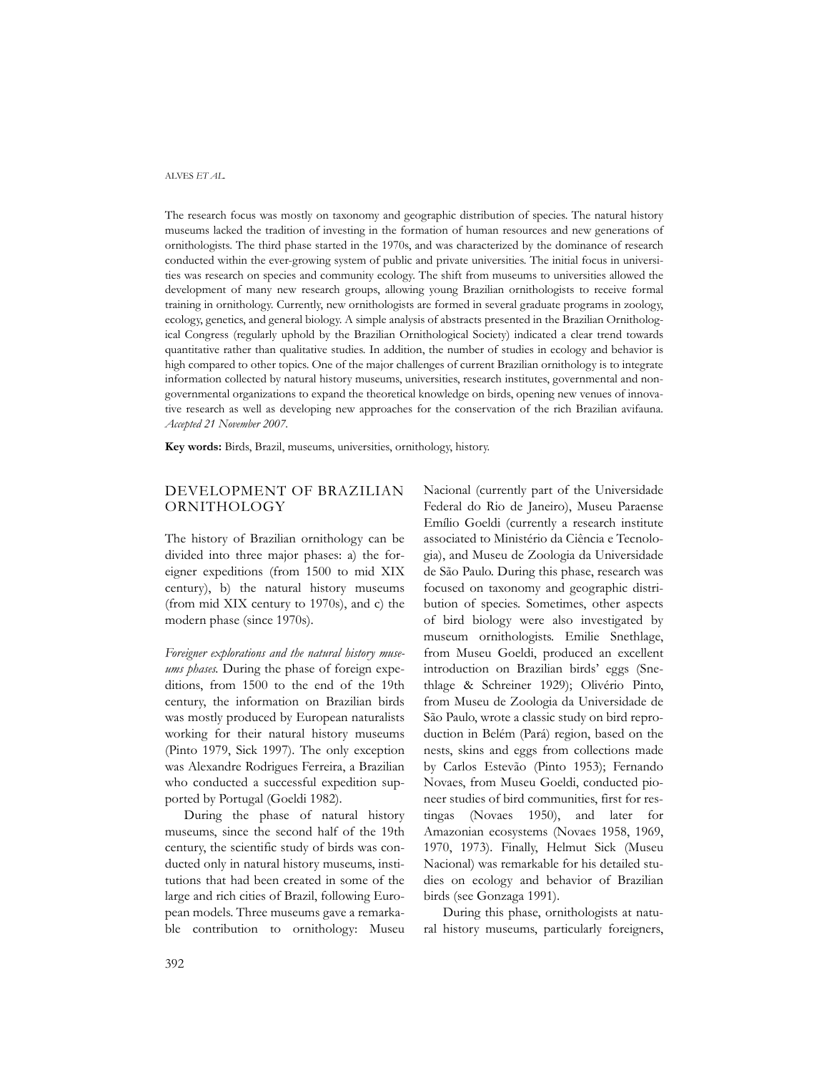The research focus was mostly on taxonomy and geographic distribution of species. The natural history museums lacked the tradition of investing in the formation of human resources and new generations of ornithologists. The third phase started in the 1970s, and was characterized by the dominance of research conducted within the ever-growing system of public and private universities. The initial focus in universities was research on species and community ecology. The shift from museums to universities allowed the development of many new research groups, allowing young Brazilian ornithologists to receive formal training in ornithology. Currently, new ornithologists are formed in several graduate programs in zoology, ecology, genetics, and general biology. A simple analysis of abstracts presented in the Brazilian Ornithological Congress (regularly uphold by the Brazilian Ornithological Society) indicated a clear trend towards quantitative rather than qualitative studies. In addition, the number of studies in ecology and behavior is high compared to other topics. One of the major challenges of current Brazilian ornithology is to integrate information collected by natural history museums, universities, research institutes, governmental and non-governmental organizations to expand the theoretical knowledge on birds, opening new venues of innovative research as well as developing new approaches for the conservation of the rich Brazilian avifauna. *Accepted 21 November 2007.*

**Key words:** Birds, Brazil, museums, universities, ornithology, history.

## DEVELOPMENT OF BRAZILIAN ORNITHOLOGY

The history of Brazilian ornithology can be divided into three major phases: a) the foreigner expeditions (from 1500 to mid XIX century), b) the natural history museums (from mid XIX century to 1970s), and c) the modern phase (since 1970s).

*Foreigner explorations and the natural history museums phases.* During the phase of foreign expeditions, from 1500 to the end of the 19th century, the information on Brazilian birds was mostly produced by European naturalists working for their natural history museums (Pinto 1979, Sick 1997). The only exception was Alexandre Rodrigues Ferreira, a Brazilian who conducted a successful expedition supported by Portugal (Goeldi 1982).

During the phase of natural history museums, since the second half of the 19th century, the scientific study of birds was conducted only in natural history museums, institutions that had been created in some of the large and rich cities of Brazil, following European models. Three museums gave a remarkable contribution to ornithology: Museu Nacional (currently part of the Universidade Federal do Rio de Janeiro), Museu Paraense Emílio Goeldi (currently a research institute associated to Ministério da Ciência e Tecnologia), and Museu de Zoologia da Universidade de São Paulo. During this phase, research was focused on taxonomy and geographic distribution of species. Sometimes, other aspects of bird biology were also investigated by museum ornithologists. Emilie Snethlage, from Museu Goeldi, produced an excellent introduction on Brazilian birds' eggs (Snethlage & Schreiner 1929); Olivério Pinto, from Museu de Zoologia da Universidade de São Paulo, wrote a classic study on bird reproduction in Belém (Pará) region, based on the nests, skins and eggs from collections made by Carlos Estevão (Pinto 1953); Fernando Novaes, from Museu Goeldi, conducted pioneer studies of bird communities, first for restingas (Novaes 1950), and later for Amazonian ecosystems (Novaes 1958, 1969, 1970, 1973). Finally, Helmut Sick (Museu Nacional) was remarkable for his detailed studies on ecology and behavior of Brazilian birds (see Gonzaga 1991).

During this phase, ornithologists at natural history museums, particularly foreigners,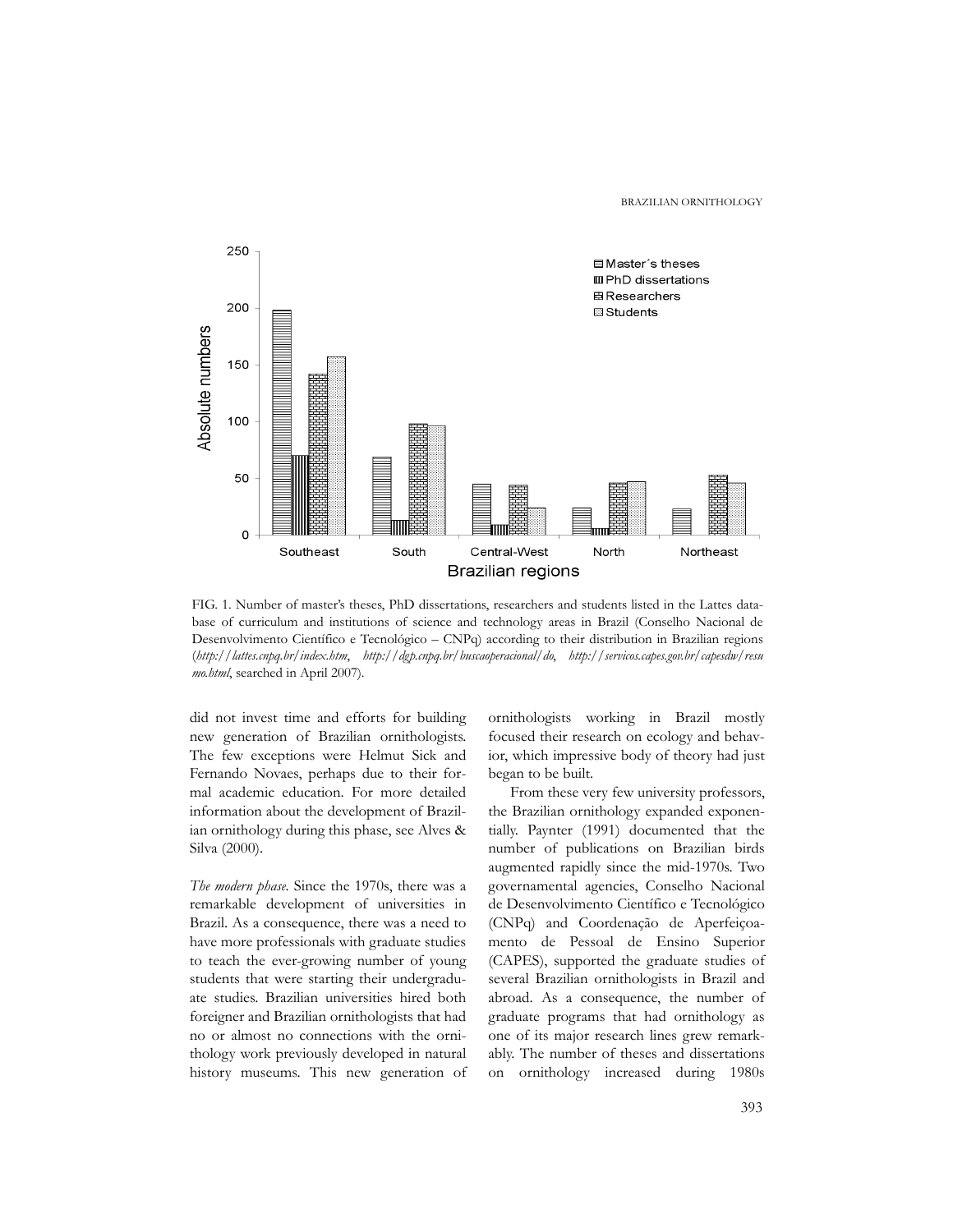FIG. 1. Number of master's theses, PhD dissertations, researchers and students listed in the Lattes database of curriculum and institutions of science and technology areas in Brazil (Conselho Nacional de Desenvolvimento Científico e Tecnológico – CNPq) according to their distribution in Brazilian regions (*http://lattes.cnpq.br/index.htm*, *http://dgp.cnpq.br/buscaoperacional/do*, *http://servicos.capes.gov.br/capesdw/resumo.html*, searched in April 2007).

did not invest time and efforts for building new generation of Brazilian ornithologists. The few exceptions were Helmut Sick and Fernando Novaes, perhaps due to their formal academic education. For more detailed information about the development of Brazilian ornithology during this phase, see Alves & Silva (2000).

*The modern phase.* Since the 1970s, there was a remarkable development of universities in Brazil. As a consequence, there was a need to have more professionals with graduate studies to teach the ever-growing number of young students that were starting their undergraduate studies. Brazilian universities hired both foreigner and Brazilian ornithologists that had no or almost no connections with the ornithology work previously developed in natural history museums. This new generation of ornithologists working in Brazil mostly focused their research on ecology and behavior, which impressive body of theory had just began to be built.

From these very few university professors, the Brazilian ornithology expanded exponentially. Paynter (1991) documented that the number of publications on Brazilian birds augmented rapidly since the mid-1970s. Two governamental agencies, Conselho Nacional de Desenvolvimento Científico e Tecnológico (CNPq) and Coordenação de Aperfeiçoamento de Pessoal de Ensino Superior (CAPES), supported the graduate studies of several Brazilian ornithologists in Brazil and abroad. As a consequence, the number of graduate programs that had ornithology as one of its major research lines grew remarkably. The number of theses and dissertations on ornithology increased during 1980s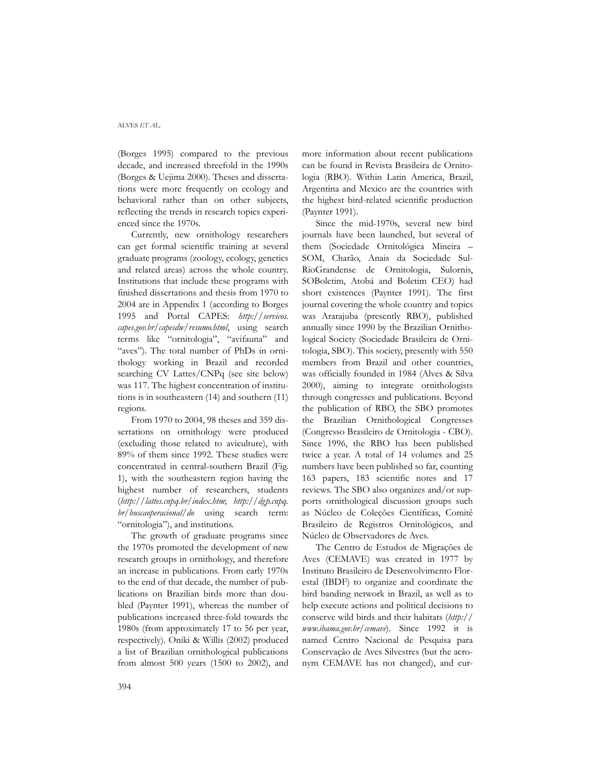(Borges 1995) compared to the previous decade, and increased threefold in the 1990s (Borges & Uejima 2000). Theses and dissertations were more frequently on ecology and behavioral rather than on other subjects, reflecting the trends in research topics experienced since the 1970s.

Currently, new ornithology researchers can get formal scientific training at several graduate programs (zoology, ecology, genetics and related areas) across the whole country. Institutions that include these programs with finished dissertations and thesis from 1970 to 2004 are in Appendix 1 (according to Borges 1995 and Portal CAPES: *http://servicos.capes.gov.br/capesdw/resumo.html*, using search terms like "ornitologia", "avifauna" and "aves"). The total number of PhDs in ornithology working in Brazil and recorded searching CV Lattes/CNPq (see site below) was 117. The highest concentration of institutions is in southeastern (14) and southern (11) regions.

From 1970 to 2004, 98 theses and 359 dissertations on ornithology were produced (excluding those related to aviculture), with 89% of them since 1992. These studies were concentrated in central-southern Brazil (Fig. 1), with the southeastern region having the highest number of researchers, students (*http://lattes.cnpq.br/index.htm*; *http://dgp.cnpq.br/buscaoperacional/do* using search term: "ornitologia"), and institutions.

The growth of graduate programs since the 1970s promoted the development of new research groups in ornithology, and therefore an increase in publications. From early 1970s to the end of that decade, the number of publications on Brazilian birds more than doubled (Paynter 1991), whereas the number of publications increased three-fold towards the 1980s (from approximately 17 to 56 per year, respectively). Oniki & Willis (2002) produced a list of Brazilian ornithological publications from almost 500 years (1500 to 2002), and more information about recent publications can be found in Revista Brasileira de Ornitologia (RBO). Within Latin America, Brazil, Argentina and Mexico are the countries with the highest bird-related scientific production (Paynter 1991).

Since the mid-1970s, several new bird journals have been launched, but several of them (Sociedade Ornitológica Mineira – SOM, Charão, Anais da Sociedade Sul-RioGrandense de Ornitologia, Sulornis, SOBoletim, Atobá and Boletim CEO) had short existences (Paynter 1991). The first journal covering the whole country and topics was Ararajuba (presently RBO), published annually since 1990 by the Brazilian Ornithological Society (Sociedade Brasileira de Ornitologia, SBO). This society, presently with 550 members from Brazil and other countries, was officially founded in 1984 (Alves & Silva 2000), aiming to integrate ornithologists through congresses and publications. Beyond the publication of RBO, the SBO promotes the Brazilian Ornithological Congresses (Congresso Brasileiro de Ornitologia - CBO). Since 1996, the RBO has been published twice a year. A total of 14 volumes and 25 numbers have been published so far, counting 163 papers, 183 scientific notes and 17 reviews. The SBO also organizes and/or supports ornithological discussion groups such as Núcleo de Coleções Científicas, Comitê Brasileiro de Registros Ornitológicos, and Núcleo de Observadores de Aves.

The Centro de Estudos de Migrações de Aves (CEMAVE) was created in 1977 by Instituto Brasileiro de Desenvolvimento Florestal (IBDF) to organize and coordinate the bird banding network in Brazil, as well as to help execute actions and political decisions to conserve wild birds and their habitats (*http://www.ibama.gov.br/cemave*). Since 1992 it is named Centro Nacional de Pesquisa para Conservação de Aves Silvestres (but the acronym CEMAVE has not changed), and cur-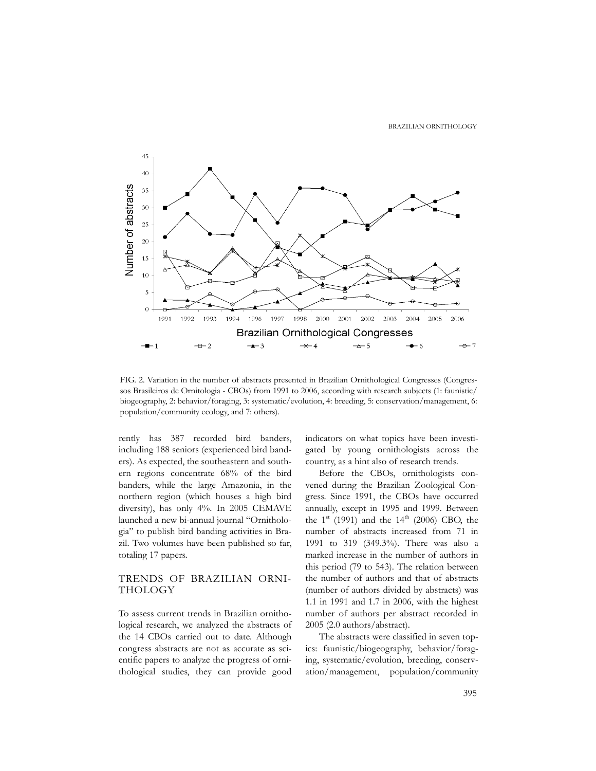FIG. 2. Variation in the number of abstracts presented in Brazilian Ornithological Congresses (Congressos Brasileiros de Ornitologia - CBOs) from 1991 to 2006, according with research subjects (1: faunistic/biogeography, 2: behavior/foraging, 3: systematic/evolution, 4: breeding, 5: conservation/management, 6: population/community ecology, and 7: others).

rently has 387 recorded bird banders, including 188 seniors (experienced bird banders). As expected, the southeastern and southern regions concentrate 68% of the bird banders, while the large Amazonia, in the northern region (which houses a high bird diversity), has only 4%. In 2005 CEMAVE launched a new bi-annual journal "Ornithologia" to publish bird banding activities in Brazil. Two volumes have been published so far, totaling 17 papers.

## TRENDS OF BRAZILIAN ORNITHOLOGY

To assess current trends in Brazilian ornithological research, we analyzed the abstracts of the 14 CBOs carried out to date. Although congress abstracts are not as accurate as scientific papers to analyze the progress of ornithological studies, they can provide good indicators on what topics have been investigated by young ornithologists across the country, as a hint also of research trends.

Before the CBOs, ornithologists convened during the Brazilian Zoological Congress. Since 1991, the CBOs have occurred annually, except in 1995 and 1999. Between the 1st (1991) and the 14th (2006) CBO, the number of abstracts increased from 71 in 1991 to 319 (349.3%). There was also a marked increase in the number of authors in this period (79 to 543). The relation between the number of authors and that of abstracts (number of authors divided by abstracts) was 1.1 in 1991 and 1.7 in 2006, with the highest number of authors per abstract recorded in 2005 (2.0 authors/abstract).

The abstracts were classified in seven topics: faunistic/biogeography, behavior/foraging, systematic/evolution, breeding, conservation/management, population/community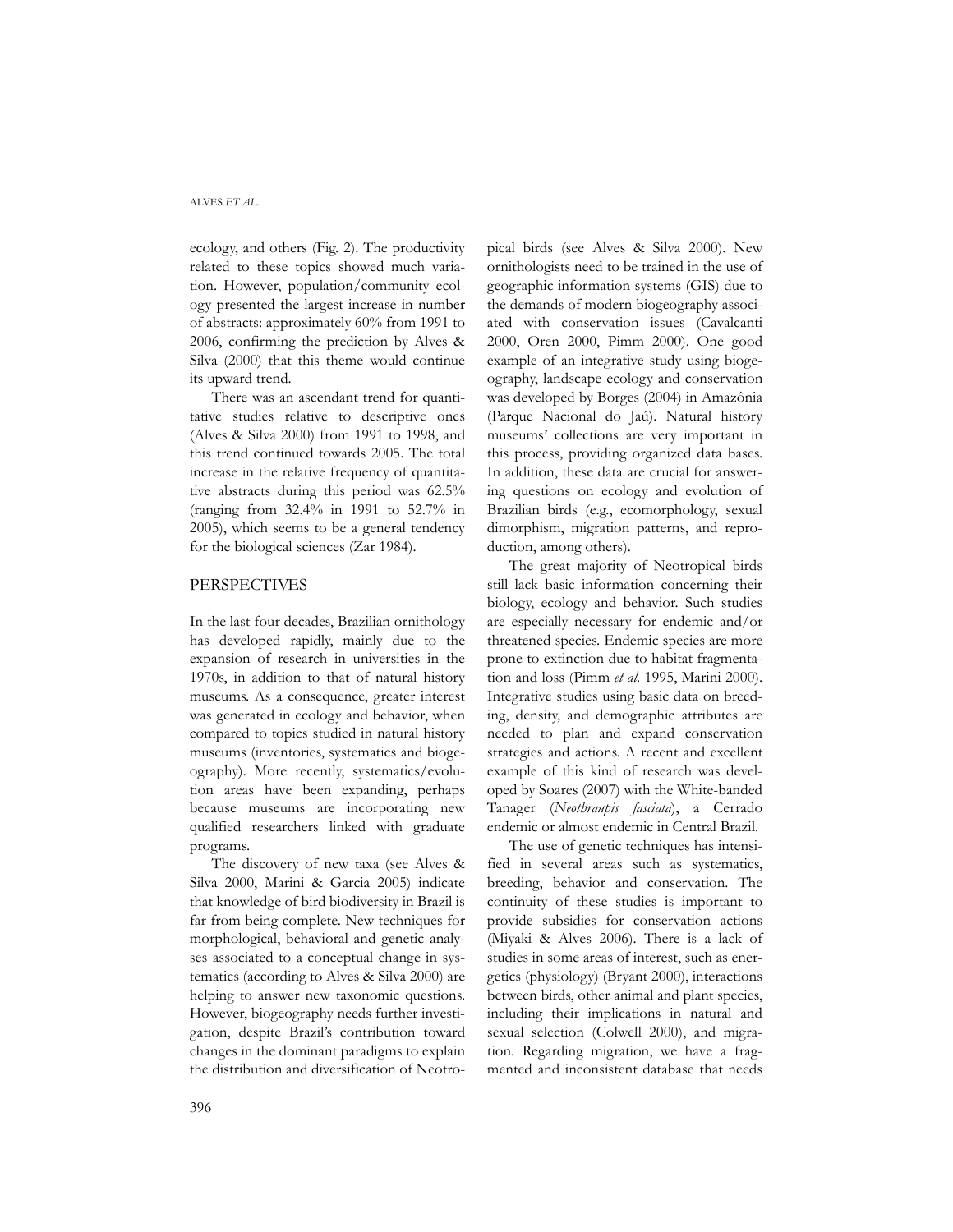ecology, and others (Fig. 2). The productivity related to these topics showed much variation. However, population/community ecology presented the largest increase in number of abstracts: approximately 60% from 1991 to 2006, confirming the prediction by Alves & Silva (2000) that this theme would continue its upward trend.

There was an ascendant trend for quantitative studies relative to descriptive ones (Alves & Silva 2000) from 1991 to 1998, and this trend continued towards 2005. The total increase in the relative frequency of quantitative abstracts during this period was 62.5% (ranging from 32.4% in 1991 to 52.7% in 2005), which seems to be a general tendency for the biological sciences (Zar 1984).

## PERSPECTIVES

In the last four decades, Brazilian ornithology has developed rapidly, mainly due to the expansion of research in universities in the 1970s, in addition to that of natural history museums. As a consequence, greater interest was generated in ecology and behavior, when compared to topics studied in natural history museums (inventories, systematics and biogeography). More recently, systematics/evolution areas have been expanding, perhaps because museums are incorporating new qualified researchers linked with graduate programs.

The discovery of new taxa (see Alves & Silva 2000, Marini & Garcia 2005) indicate that knowledge of bird biodiversity in Brazil is far from being complete. New techniques for morphological, behavioral and genetic analyses associated to a conceptual change in systematics (according to Alves & Silva 2000) are helping to answer new taxonomic questions. However, biogeography needs further investigation, despite Brazil's contribution toward changes in the dominant paradigms to explain the distribution and diversification of Neotropical birds (see Alves & Silva 2000). New ornithologists need to be trained in the use of geographic information systems (GIS) due to the demands of modern biogeography associated with conservation issues (Cavalcanti 2000, Oren 2000, Pimm 2000). One good example of an integrative study using biogeography, landscape ecology and conservation was developed by Borges (2004) in Amazônia (Parque Nacional do Jaú). Natural history museums' collections are very important in this process, providing organized data bases. In addition, these data are crucial for answering questions on ecology and evolution of Brazilian birds (e.g., ecomorphology, sexual dimorphism, migration patterns, and reproduction, among others).

The great majority of Neotropical birds still lack basic information concerning their biology, ecology and behavior. Such studies are especially necessary for endemic and/or threatened species. Endemic species are more prone to extinction due to habitat fragmentation and loss (Pimm *et al.* 1995, Marini 2000). Integrative studies using basic data on breeding, density, and demographic attributes are needed to plan and expand conservation strategies and actions. A recent and excellent example of this kind of research was developed by Soares (2007) with the White-banded Tanager (*Neothraupis fasciata*), a Cerrado endemic or almost endemic in Central Brazil.

The use of genetic techniques has intensified in several areas such as systematics, breeding, behavior and conservation. The continuity of these studies is important to provide subsidies for conservation actions (Miyaki & Alves 2006). There is a lack of studies in some areas of interest, such as energetics (physiology) (Bryant 2000), interactions between birds, other animal and plant species, including their implications in natural and sexual selection (Colwell 2000), and migration. Regarding migration, we have a fragmented and inconsistent database that needs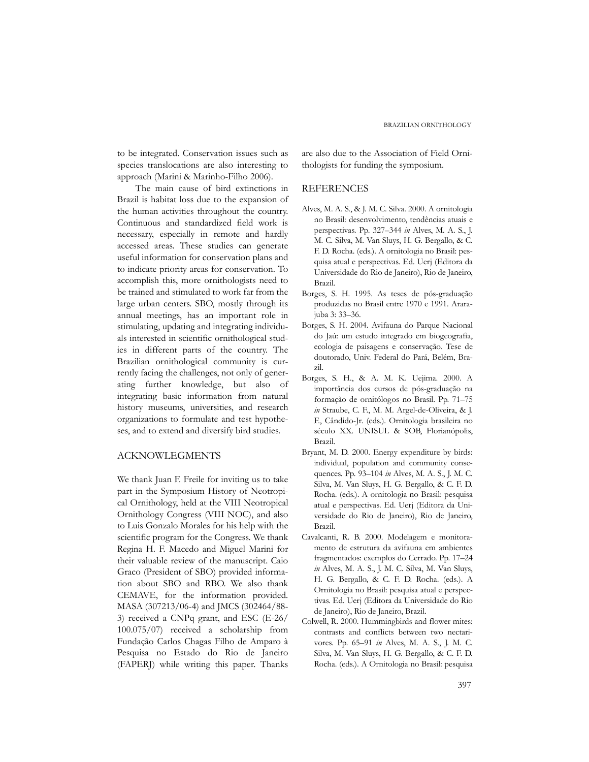to be integrated. Conservation issues such as species translocations are also interesting to approach (Marini & Marinho-Filho 2006).

The main cause of bird extinctions in Brazil is habitat loss due to the expansion of the human activities throughout the country. Continuous and standardized field work is necessary, especially in remote and hardly accessed areas. These studies can generate useful information for conservation plans and to indicate priority areas for conservation. To accomplish this, more ornithologists need to be trained and stimulated to work far from the large urban centers. SBO, mostly through its annual meetings, has an important role in stimulating, updating and integrating individuals interested in scientific ornithological studies in different parts of the country. The Brazilian ornithological community is currently facing the challenges, not only of generating further knowledge, but also of integrating basic information from natural history museums, universities, and research organizations to formulate and test hypotheses, and to extend and diversify bird studies.

## ACKNOWLEGMENTS

We thank Juan F. Freile for inviting us to take part in the Symposium History of Neotropical Ornithology, held at the VIII Neotropical Ornithology Congress (VIII NOC), and also to Luis Gonzalo Morales for his help with the scientific program for the Congress. We thank Regina H. F. Macedo and Miguel Marini for their valuable review of the manuscript. Caio Graco (President of SBO) provided information about SBO and RBO. We also thank CEMAVE, for the information provided. MASA (307213/06-4) and JMCS (302464/88-3) received a CNPq grant, and ESC (E-26/100.075/07) received a scholarship from Fundação Carlos Chagas Filho de Amparo à Pesquisa no Estado do Rio de Janeiro (FAPERJ) while writing this paper. Thanks are also due to the Association of Field Ornithologists for funding the symposium.

## REFERENCES

Alves, M. A. S., & J. M. C. Silva. 2000. A ornitologia no Brasil: desenvolvimento, tendências atuais e perspectivas. Pp. 327–344 *in* Alves, M. A. S., J. M. C. Silva, M. Van Sluys, H. G. Bergallo, & C. F. D. Rocha. (eds.). A ornitologia no Brasil: pesquisa atual e perspectivas. Ed. Uerj (Editora da Universidade do Rio de Janeiro), Rio de Janeiro, Brazil.

Borges, S. H. 1995. As teses de pós-graduação produzidas no Brasil entre 1970 e 1991. Ararajuba 3: 33–36.

Borges, S. H. 2004. Avifauna do Parque Nacional do Jaú: um estudo integrado em biogeografia, ecologia de paisagens e conservação. Tese de doutorado, Univ. Federal do Pará, Belém, Brazil.

Borges, S. H., & A. M. K. Uejima. 2000. A importância dos cursos de pós-graduação na formação de ornitólogos no Brasil. Pp. 71–75 *in* Straube, C. F., M. M. Argel-de-Oliveira, & J. F., Cândido-Jr. (eds.). Ornitologia brasileira no século XX. UNISUL & SOB, Florianópolis, Brazil.

Bryant, M. D. 2000. Energy expenditure by birds: individual, population and community consequences. Pp. 93–104 *in* Alves, M. A. S., J. M. C. Silva, M. Van Sluys, H. G. Bergallo, & C. F. D. Rocha. (eds.). A ornitologia no Brasil: pesquisa atual e perspectivas. Ed. Uerj (Editora da Universidade do Rio de Janeiro), Rio de Janeiro, Brazil.

Cavalcanti, R. B. 2000. Modelagem e monitoramento de estrutura da avifauna em ambientes fragmentados: exemplos do Cerrado. Pp. 17–24 *in* Alves, M. A. S., J. M. C. Silva, M. Van Sluys, H. G. Bergallo, & C. F. D. Rocha. (eds.). A Ornitologia no Brasil: pesquisa atual e perspectivas. Ed. Uerj (Editora da Universidade do Rio de Janeiro), Rio de Janeiro, Brazil.

Colwell, R. 2000. Hummingbirds and flower mites: contrasts and conflicts between two nectarivores. Pp. 65–91 *in* Alves, M. A. S., J. M. C. Silva, M. Van Sluys, H. G. Bergallo, & C. F. D. Rocha. (eds.). A Ornitologia no Brasil: pesquisa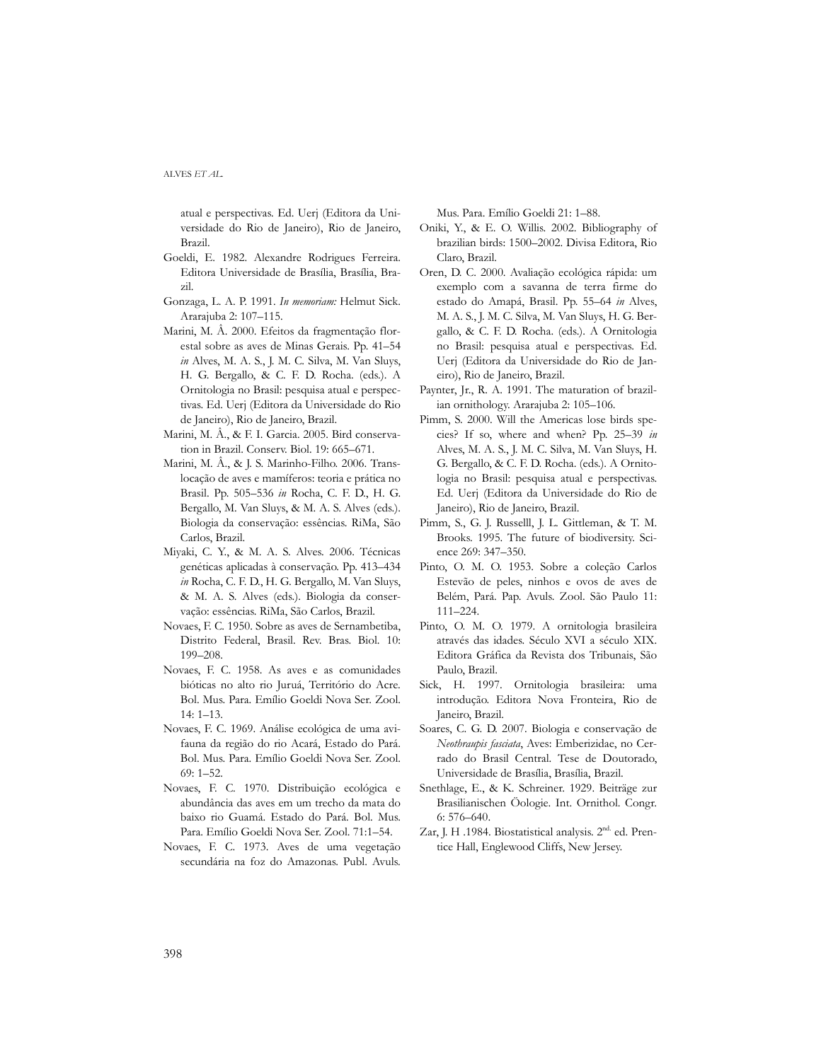atual e perspectivas. Ed. Uerj (Editora da Universidade do Rio de Janeiro), Rio de Janeiro, Brazil.

Goeldi, E. 1982. Alexandre Rodrigues Ferreira. Editora Universidade de Brasília, Brasília, Brazil.

Gonzaga, L. A. P. 1991. *In memoriam:* Helmut Sick. Ararajuba 2: 107–115.

Marini, M. Â. 2000. Efeitos da fragmentação florestal sobre as aves de Minas Gerais. Pp. 41–54 *in* Alves, M. A. S., J. M. C. Silva, M. Van Sluys, H. G. Bergallo, & C. F. D. Rocha. (eds.). A Ornitologia no Brasil: pesquisa atual e perspectivas. Ed. Uerj (Editora da Universidade do Rio de Janeiro), Rio de Janeiro, Brazil.

Marini, M. Â., & F. I. Garcia. 2005. Bird conservation in Brazil. Conserv. Biol. 19: 665–671.

Marini, M. Â., & J. S. Marinho-Filho. 2006. Translocação de aves e mamíferos: teoria e prática no Brasil. Pp. 505–536 *in* Rocha, C. F. D., H. G. Bergallo, M. Van Sluys, & M. A. S. Alves (eds.). Biologia da conservação: essências. RiMa, São Carlos, Brazil.

Miyaki, C. Y., & M. A. S. Alves. 2006. Técnicas genéticas aplicadas à conservação. Pp. 413–434 *in* Rocha, C. F. D., H. G. Bergallo, M. Van Sluys, & M. A. S. Alves (eds.). Biologia da conservação: essências. RiMa, São Carlos, Brazil.

Novaes, F. C. 1950. Sobre as aves de Sernambetiba, Distrito Federal, Brasil. Rev. Bras. Biol. 10: 199–208.

Novaes, F. C. 1958. As aves e as comunidades bióticas no alto rio Juruá, Território do Acre. Bol. Mus. Para. Emílio Goeldi Nova Ser. Zool. 14: 1–13.

Novaes, F. C. 1969. Análise ecológica de uma avifauna da região do rio Acará, Estado do Pará. Bol. Mus. Para. Emílio Goeldi Nova Ser. Zool. 69: 1–52.

Novaes, F. C. 1970. Distribuição ecológica e abundância das aves em um trecho da mata do baixo rio Guamá. Estado do Pará. Bol. Mus. Para. Emílio Goeldi Nova Ser. Zool. 71:1–54.

Novaes, F. C. 1973. Aves de uma vegetação secundária na foz do Amazonas. Publ. Avuls. Mus. Para. Emílio Goeldi 21: 1–88.

Oniki, Y., & E. O. Willis. 2002. Bibliography of brazilian birds: 1500–2002. Divisa Editora, Rio Claro, Brazil.

Oren, D. C. 2000. Avaliação ecológica rápida: um exemplo com a savanna de terra firme do estado do Amapá, Brasil. Pp. 55–64 *in* Alves, M. A. S., J. M. C. Silva, M. Van Sluys, H. G. Bergallo, & C. F. D. Rocha. (eds.). A Ornitologia no Brasil: pesquisa atual e perspectivas. Ed. Uerj (Editora da Universidade do Rio de Janeiro), Rio de Janeiro, Brazil.

Paynter, Jr., R. A. 1991. The maturation of brazilian ornithology. Ararajuba 2: 105–106.

Pimm, S. 2000. Will the Americas lose birds species? If so, where and when? Pp. 25–39 *in* Alves, M. A. S., J. M. C. Silva, M. Van Sluys, H. G. Bergallo, & C. F. D. Rocha. (eds.). A Ornitologia no Brasil: pesquisa atual e perspectivas. Ed. Uerj (Editora da Universidade do Rio de Janeiro), Rio de Janeiro, Brazil.

Pimm, S., G. J. Russelll, J. L. Gittleman, & T. M. Brooks. 1995. The future of biodiversity. Science 269: 347–350.

Pinto, O. M. O. 1953. Sobre a coleção Carlos Estevão de peles, ninhos e ovos de aves de Belém, Pará. Pap. Avuls. Zool. São Paulo 11: 111–224.

Pinto, O. M. O. 1979. A ornitologia brasileira através das idades. Século XVI a século XIX. Editora Gráfica da Revista dos Tribunais, São Paulo, Brazil.

Sick, H. 1997. Ornitologia brasileira: uma introdução. Editora Nova Fronteira, Rio de Janeiro, Brazil.

Soares, C. G. D. 2007. Biologia e conservação de *Neothraupis fasciata*, Aves: Emberizidae, no Cerrado do Brasil Central. Tese de Doutorado, Universidade de Brasília, Brasília, Brazil.

Snethlage, E., & K. Schreiner. 1929. Beiträge zur Brasilianischen Öologie. Int. Ornithol. Congr. 6: 576–640.

Zar, J. H .1984. Biostatistical analysis. 2nd. ed. Prentice Hall, Englewood Cliffs, New Jersey.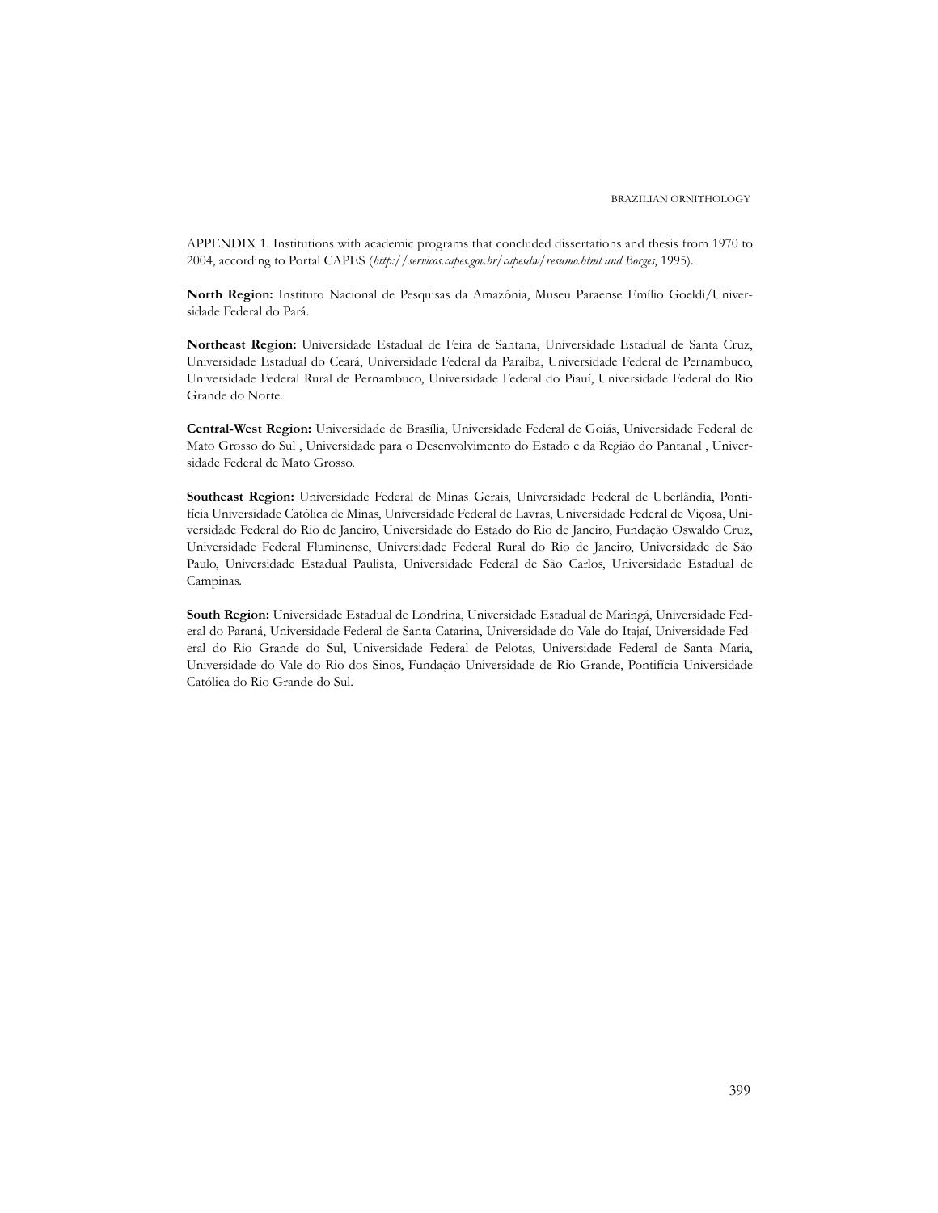APPENDIX 1. Institutions with academic programs that concluded dissertations and thesis from 1970 to 2004, according to Portal CAPES (*http://servicos.capes.gov.br/capesdw/resumo.html and Borges*, 1995).

**North Region:** Instituto Nacional de Pesquisas da Amazônia, Museu Paraense Emílio Goeldi/Universidade Federal do Pará.

**Northeast Region:** Universidade Estadual de Feira de Santana, Universidade Estadual de Santa Cruz, Universidade Estadual do Ceará, Universidade Federal da Paraíba, Universidade Federal de Pernambuco, Universidade Federal Rural de Pernambuco, Universidade Federal do Piauí, Universidade Federal do Rio Grande do Norte.

**Central-West Region:** Universidade de Brasília, Universidade Federal de Goiás, Universidade Federal de Mato Grosso do Sul , Universidade para o Desenvolvimento do Estado e da Região do Pantanal , Universidade Federal de Mato Grosso.

**Southeast Region:** Universidade Federal de Minas Gerais, Universidade Federal de Uberlândia, Pontifícia Universidade Católica de Minas, Universidade Federal de Lavras, Universidade Federal de Viçosa, Universidade Federal do Rio de Janeiro, Universidade do Estado do Rio de Janeiro, Fundação Oswaldo Cruz, Universidade Federal Fluminense, Universidade Federal Rural do Rio de Janeiro, Universidade de São Paulo, Universidade Estadual Paulista, Universidade Federal de São Carlos, Universidade Estadual de Campinas.

**South Region:** Universidade Estadual de Londrina, Universidade Estadual de Maringá, Universidade Federal do Paraná, Universidade Federal de Santa Catarina, Universidade do Vale do Itajaí, Universidade Federal do Rio Grande do Sul, Universidade Federal de Pelotas, Universidade Federal de Santa Maria, Universidade do Vale do Rio dos Sinos, Fundação Universidade de Rio Grande, Pontifícia Universidade Católica do Rio Grande do Sul.